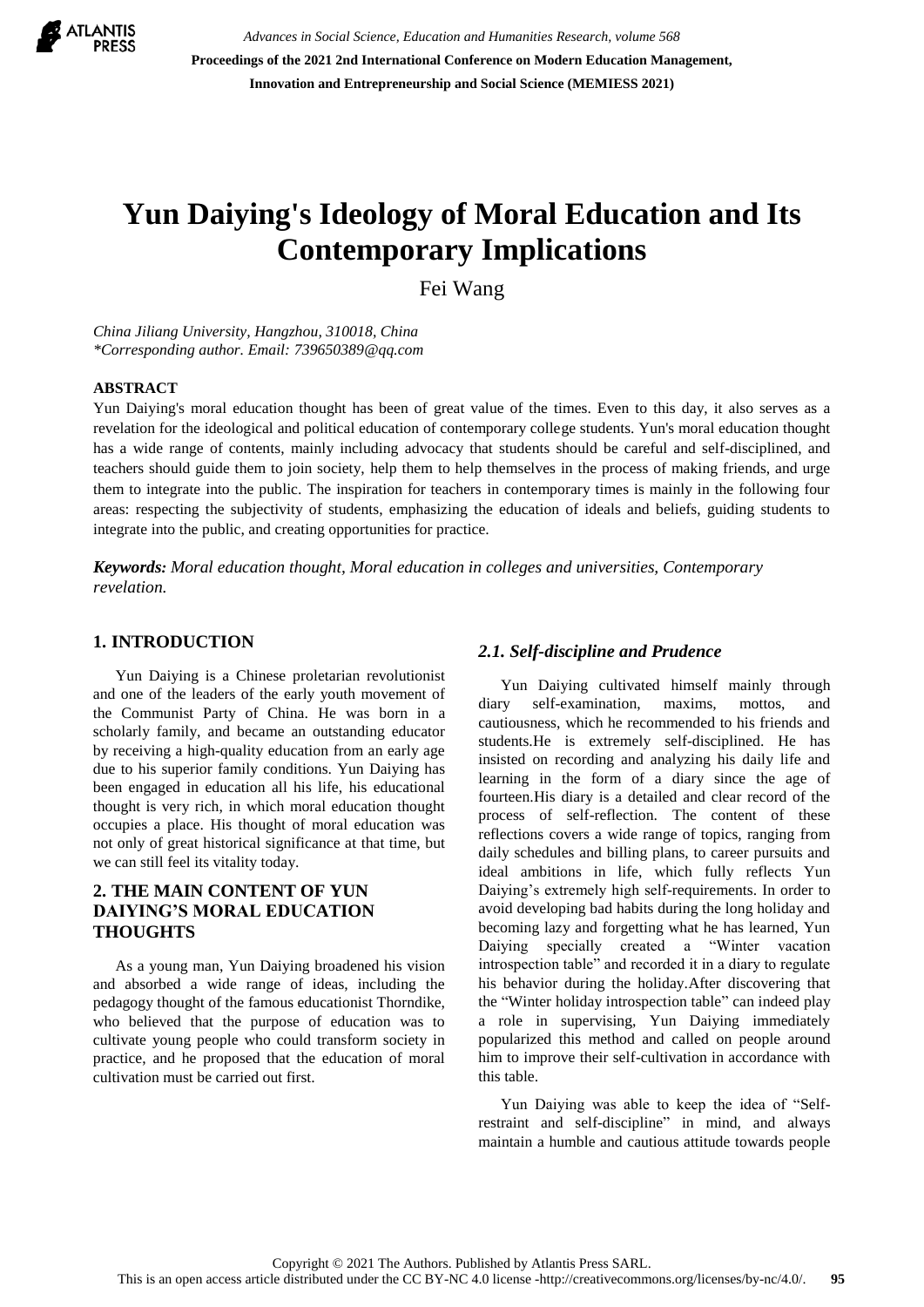# Yun Daiying's Ideology of Moral Education and Its Contemporary Implications

Fei Wang

*China Jiliang University, Hangzhou, 310018, China*
*\*Corresponding author. Email: 739650389@qq.com*

## ABSTRACT

Yun Daiying's moral education thought has been of great value of the times. Even to this day, it also serves as a revelation for the ideological and political education of contemporary college students. Yun's moral education thought has a wide range of contents, mainly including advocacy that students should be careful and self-disciplined, and teachers should guide them to join society, help them to help themselves in the process of making friends, and urge them to integrate into the public. The inspiration for teachers in contemporary times is mainly in the following four areas: respecting the subjectivity of students, emphasizing the education of ideals and beliefs, guiding students to integrate into the public, and creating opportunities for practice.

***Keywords:*** *Moral education thought, Moral education in colleges and universities, Contemporary revelation.*

## 1. INTRODUCTION

Yun Daiying is a Chinese proletarian revolutionist and one of the leaders of the early youth movement of the Communist Party of China. He was born in a scholarly family, and became an outstanding educator by receiving a high-quality education from an early age due to his superior family conditions. Yun Daiying has been engaged in education all his life, his educational thought is very rich, in which moral education thought occupies a place. His thought of moral education was not only of great historical significance at that time, but we can still feel its vitality today.

## 2. THE MAIN CONTENT OF YUN DAIYING'S MORAL EDUCATION THOUGHTS

As a young man, Yun Daiying broadened his vision and absorbed a wide range of ideas, including the pedagogy thought of the famous educationist Thorndike, who believed that the purpose of education was to cultivate young people who could transform society in practice, and he proposed that the education of moral cultivation must be carried out first.

### *2.1. Self-discipline and Prudence*

Yun Daiying cultivated himself mainly through diary self-examination, maxims, mottos, and cautiousness, which he recommended to his friends and students.He is extremely self-disciplined. He has insisted on recording and analyzing his daily life and learning in the form of a diary since the age of fourteen.His diary is a detailed and clear record of the process of self-reflection. The content of these reflections covers a wide range of topics, ranging from daily schedules and billing plans, to career pursuits and ideal ambitions in life, which fully reflects Yun Daiying's extremely high self-requirements. In order to avoid developing bad habits during the long holiday and becoming lazy and forgetting what he has learned, Yun Daiying specially created a "Winter vacation introspection table" and recorded it in a diary to regulate his behavior during the holiday.After discovering that the "Winter holiday introspection table" can indeed play a role in supervising, Yun Daiying immediately popularized this method and called on people around him to improve their self-cultivation in accordance with this table.

Yun Daiying was able to keep the idea of "Self-restraint and self-discipline" in mind, and always maintain a humble and cautious attitude towards people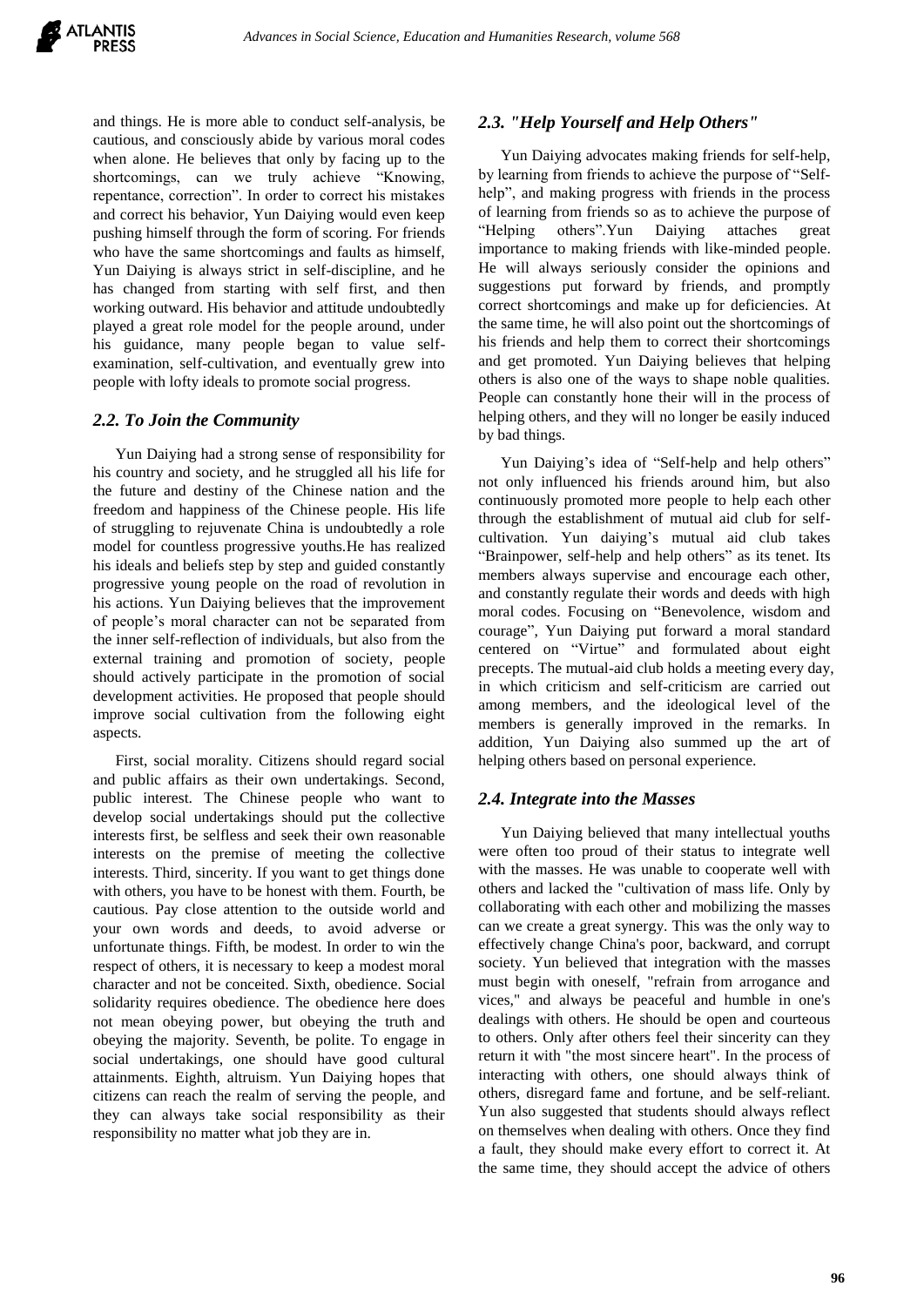and things. He is more able to conduct self-analysis, be cautious, and consciously abide by various moral codes when alone. He believes that only by facing up to the shortcomings, can we truly achieve "Knowing, repentance, correction". In order to correct his mistakes and correct his behavior, Yun Daiying would even keep pushing himself through the form of scoring. For friends who have the same shortcomings and faults as himself, Yun Daiying is always strict in self-discipline, and he has changed from starting with self first, and then working outward. His behavior and attitude undoubtedly played a great role model for the people around, under his guidance, many people began to value self-examination, self-cultivation, and eventually grew into people with lofty ideals to promote social progress.

### *2.2. To Join the Community*

Yun Daiying had a strong sense of responsibility for his country and society, and he struggled all his life for the future and destiny of the Chinese nation and the freedom and happiness of the Chinese people. His life of struggling to rejuvenate China is undoubtedly a role model for countless progressive youths.He has realized his ideals and beliefs step by step and guided constantly progressive young people on the road of revolution in his actions. Yun Daiying believes that the improvement of people's moral character can not be separated from the inner self-reflection of individuals, but also from the external training and promotion of society, people should actively participate in the promotion of social development activities. He proposed that people should improve social cultivation from the following eight aspects.

First, social morality. Citizens should regard social and public affairs as their own undertakings. Second, public interest. The Chinese people who want to develop social undertakings should put the collective interests first, be selfless and seek their own reasonable interests on the premise of meeting the collective interests. Third, sincerity. If you want to get things done with others, you have to be honest with them. Fourth, be cautious. Pay close attention to the outside world and your own words and deeds, to avoid adverse or unfortunate things. Fifth, be modest. In order to win the respect of others, it is necessary to keep a modest moral character and not be conceited. Sixth, obedience. Social solidarity requires obedience. The obedience here does not mean obeying power, but obeying the truth and obeying the majority. Seventh, be polite. To engage in social undertakings, one should have good cultural attainments. Eighth, altruism. Yun Daiying hopes that citizens can reach the realm of serving the people, and they can always take social responsibility as their responsibility no matter what job they are in.

### *2.3. "Help Yourself and Help Others"*

Yun Daiying advocates making friends for self-help, by learning from friends to achieve the purpose of "Self-help", and making progress with friends in the process of learning from friends so as to achieve the purpose of "Helping others".Yun Daiying attaches great importance to making friends with like-minded people. He will always seriously consider the opinions and suggestions put forward by friends, and promptly correct shortcomings and make up for deficiencies. At the same time, he will also point out the shortcomings of his friends and help them to correct their shortcomings and get promoted. Yun Daiying believes that helping others is also one of the ways to shape noble qualities. People can constantly hone their will in the process of helping others, and they will no longer be easily induced by bad things.

Yun Daiying's idea of "Self-help and help others" not only influenced his friends around him, but also continuously promoted more people to help each other through the establishment of mutual aid club for self-cultivation. Yun daiying's mutual aid club takes "Brainpower, self-help and help others" as its tenet. Its members always supervise and encourage each other, and constantly regulate their words and deeds with high moral codes. Focusing on "Benevolence, wisdom and courage", Yun Daiying put forward a moral standard centered on "Virtue" and formulated about eight precepts. The mutual-aid club holds a meeting every day, in which criticism and self-criticism are carried out among members, and the ideological level of the members is generally improved in the remarks. In addition, Yun Daiying also summed up the art of helping others based on personal experience.

### *2.4. Integrate into the Masses*

Yun Daiying believed that many intellectual youths were often too proud of their status to integrate well with the masses. He was unable to cooperate well with others and lacked the "cultivation of mass life. Only by collaborating with each other and mobilizing the masses can we create a great synergy. This was the only way to effectively change China's poor, backward, and corrupt society. Yun believed that integration with the masses must begin with oneself, "refrain from arrogance and vices," and always be peaceful and humble in one's dealings with others. He should be open and courteous to others. Only after others feel their sincerity can they return it with "the most sincere heart". In the process of interacting with others, one should always think of others, disregard fame and fortune, and be self-reliant. Yun also suggested that students should always reflect on themselves when dealing with others. Once they find a fault, they should make every effort to correct it. At the same time, they should accept the advice of others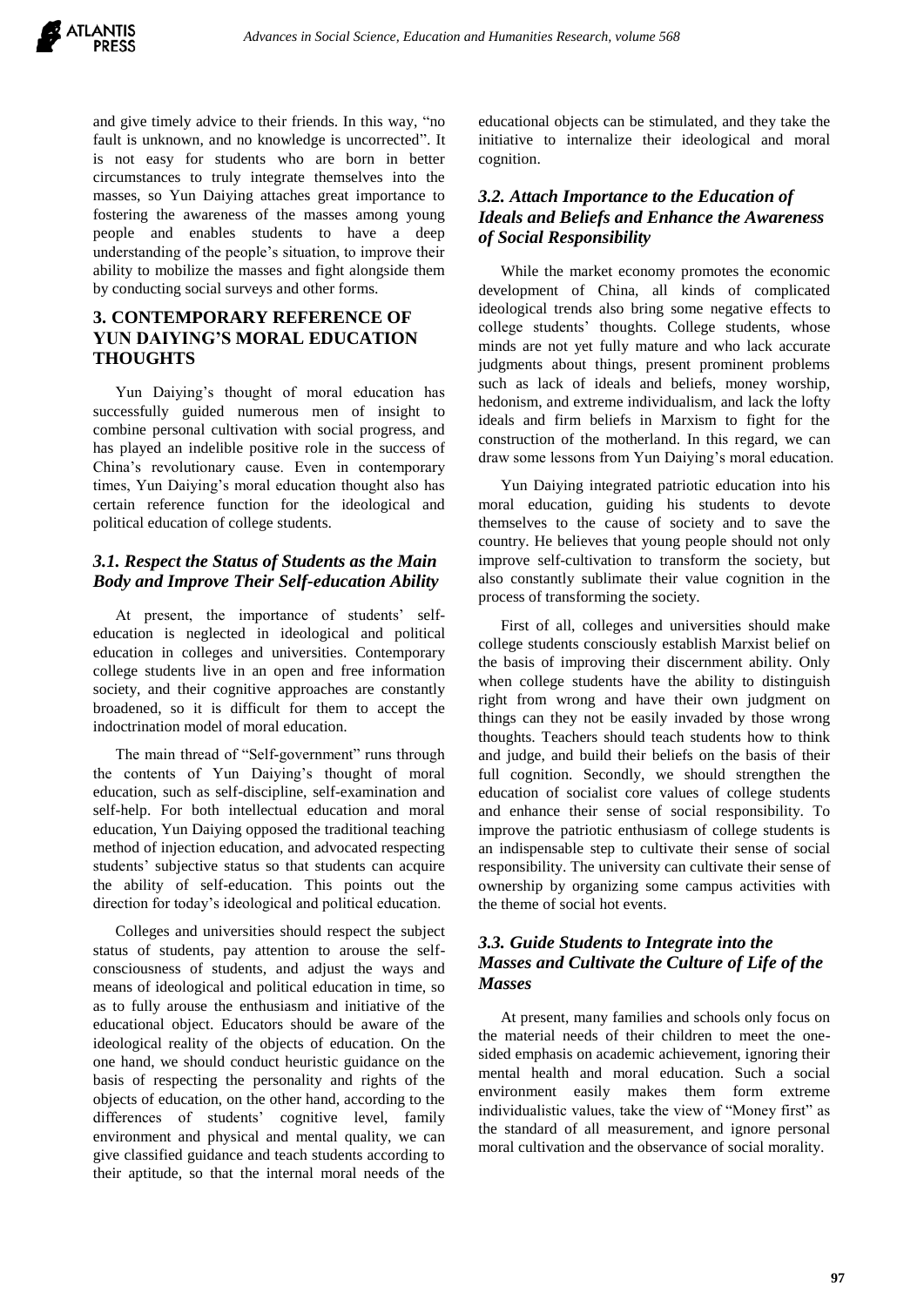and give timely advice to their friends. In this way, "no fault is unknown, and no knowledge is uncorrected". It is not easy for students who are born in better circumstances to truly integrate themselves into the masses, so Yun Daiying attaches great importance to fostering the awareness of the masses among young people and enables students to have a deep understanding of the people's situation, to improve their ability to mobilize the masses and fight alongside them by conducting social surveys and other forms.

## 3. CONTEMPORARY REFERENCE OF YUN DAIYING'S MORAL EDUCATION THOUGHTS

Yun Daiying's thought of moral education has successfully guided numerous men of insight to combine personal cultivation with social progress, and has played an indelible positive role in the success of China's revolutionary cause. Even in contemporary times, Yun Daiying's moral education thought also has certain reference function for the ideological and political education of college students.

### *3.1. Respect the Status of Students as the Main Body and Improve Their Self-education Ability*

At present, the importance of students' self-education is neglected in ideological and political education in colleges and universities. Contemporary college students live in an open and free information society, and their cognitive approaches are constantly broadened, so it is difficult for them to accept the indoctrination model of moral education.

The main thread of "Self-government" runs through the contents of Yun Daiying's thought of moral education, such as self-discipline, self-examination and self-help. For both intellectual education and moral education, Yun Daiying opposed the traditional teaching method of injection education, and advocated respecting students' subjective status so that students can acquire the ability of self-education. This points out the direction for today's ideological and political education.

Colleges and universities should respect the subject status of students, pay attention to arouse the self-consciousness of students, and adjust the ways and means of ideological and political education in time, so as to fully arouse the enthusiasm and initiative of the educational object. Educators should be aware of the ideological reality of the objects of education. On the one hand, we should conduct heuristic guidance on the basis of respecting the personality and rights of the objects of education, on the other hand, according to the differences of students' cognitive level, family environment and physical and mental quality, we can give classified guidance and teach students according to their aptitude, so that the internal moral needs of the educational objects can be stimulated, and they take the initiative to internalize their ideological and moral cognition.

### *3.2. Attach Importance to the Education of Ideals and Beliefs and Enhance the Awareness of Social Responsibility*

While the market economy promotes the economic development of China, all kinds of complicated ideological trends also bring some negative effects to college students' thoughts. College students, whose minds are not yet fully mature and who lack accurate judgments about things, present prominent problems such as lack of ideals and beliefs, money worship, hedonism, and extreme individualism, and lack the lofty ideals and firm beliefs in Marxism to fight for the construction of the motherland. In this regard, we can draw some lessons from Yun Daiying's moral education.

Yun Daiying integrated patriotic education into his moral education, guiding his students to devote themselves to the cause of society and to save the country. He believes that young people should not only improve self-cultivation to transform the society, but also constantly sublimate their value cognition in the process of transforming the society.

First of all, colleges and universities should make college students consciously establish Marxist belief on the basis of improving their discernment ability. Only when college students have the ability to distinguish right from wrong and have their own judgment on things can they not be easily invaded by those wrong thoughts. Teachers should teach students how to think and judge, and build their beliefs on the basis of their full cognition. Secondly, we should strengthen the education of socialist core values of college students and enhance their sense of social responsibility. To improve the patriotic enthusiasm of college students is an indispensable step to cultivate their sense of social responsibility. The university can cultivate their sense of ownership by organizing some campus activities with the theme of social hot events.

### *3.3. Guide Students to Integrate into the Masses and Cultivate the Culture of Life of the Masses*

At present, many families and schools only focus on the material needs of their children to meet the one-sided emphasis on academic achievement, ignoring their mental health and moral education. Such a social environment easily makes them form extreme individualistic values, take the view of "Money first" as the standard of all measurement, and ignore personal moral cultivation and the observance of social morality.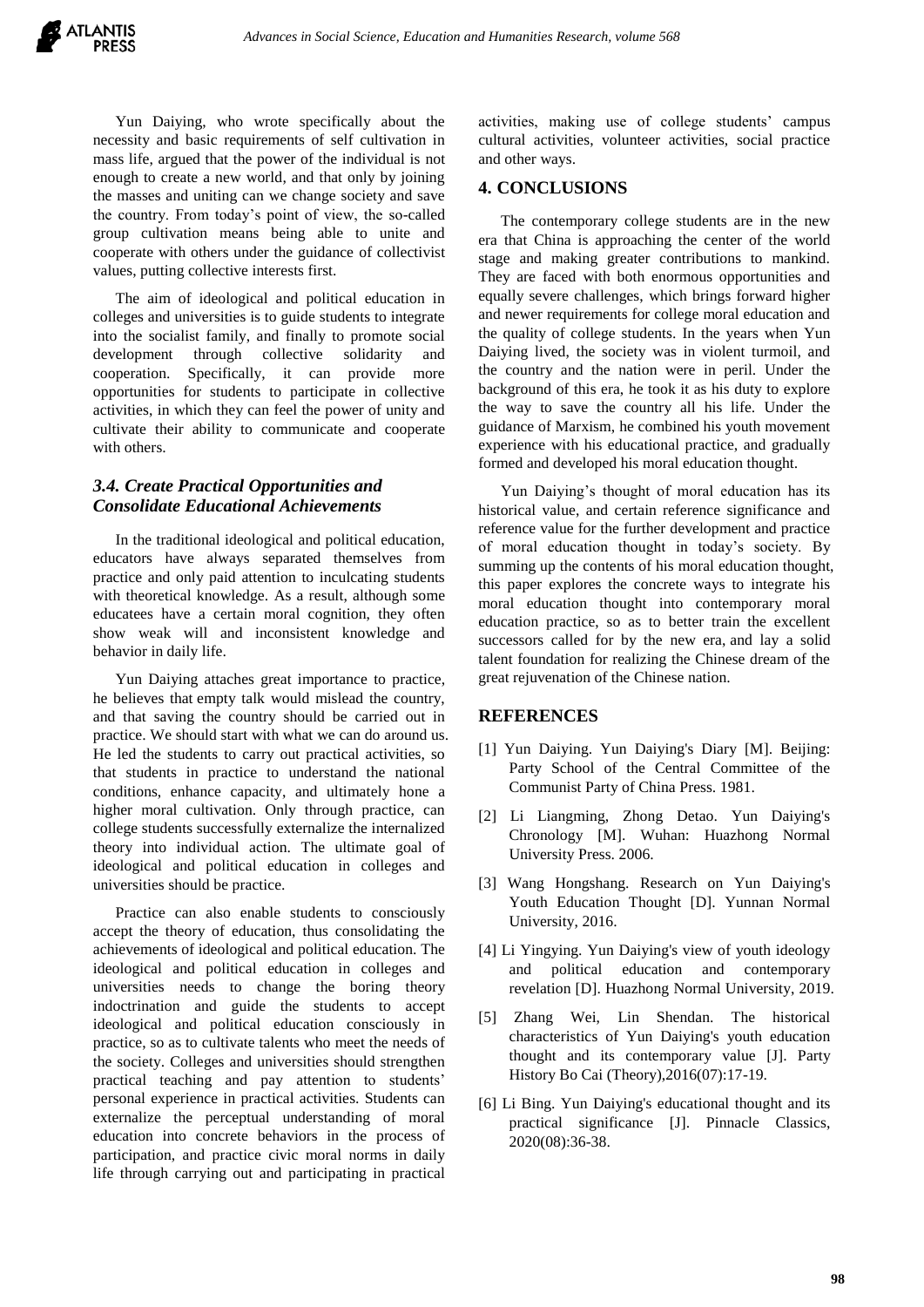Yun Daiying, who wrote specifically about the necessity and basic requirements of self cultivation in mass life, argued that the power of the individual is not enough to create a new world, and that only by joining the masses and uniting can we change society and save the country. From today's point of view, the so-called group cultivation means being able to unite and cooperate with others under the guidance of collectivist values, putting collective interests first.

The aim of ideological and political education in colleges and universities is to guide students to integrate into the socialist family, and finally to promote social development through collective solidarity and cooperation. Specifically, it can provide more opportunities for students to participate in collective activities, in which they can feel the power of unity and cultivate their ability to communicate and cooperate with others.

### *3.4. Create Practical Opportunities and Consolidate Educational Achievements*

In the traditional ideological and political education, educators have always separated themselves from practice and only paid attention to inculcating students with theoretical knowledge. As a result, although some educatees have a certain moral cognition, they often show weak will and inconsistent knowledge and behavior in daily life.

Yun Daiying attaches great importance to practice, he believes that empty talk would mislead the country, and that saving the country should be carried out in practice. We should start with what we can do around us. He led the students to carry out practical activities, so that students in practice to understand the national conditions, enhance capacity, and ultimately hone a higher moral cultivation. Only through practice, can college students successfully externalize the internalized theory into individual action. The ultimate goal of ideological and political education in colleges and universities should be practice.

Practice can also enable students to consciously accept the theory of education, thus consolidating the achievements of ideological and political education. The ideological and political education in colleges and universities needs to change the boring theory indoctrination and guide the students to accept ideological and political education consciously in practice, so as to cultivate talents who meet the needs of the society. Colleges and universities should strengthen practical teaching and pay attention to students' personal experience in practical activities. Students can externalize the perceptual understanding of moral education into concrete behaviors in the process of participation, and practice civic moral norms in daily life through carrying out and participating in practical activities, making use of college students' campus cultural activities, volunteer activities, social practice and other ways.

## 4. CONCLUSIONS

The contemporary college students are in the new era that China is approaching the center of the world stage and making greater contributions to mankind. They are faced with both enormous opportunities and equally severe challenges, which brings forward higher and newer requirements for college moral education and the quality of college students. In the years when Yun Daiying lived, the society was in violent turmoil, and the country and the nation were in peril. Under the background of this era, he took it as his duty to explore the way to save the country all his life. Under the guidance of Marxism, he combined his youth movement experience with his educational practice, and gradually formed and developed his moral education thought.

Yun Daiying's thought of moral education has its historical value, and certain reference significance and reference value for the further development and practice of moral education thought in today's society. By summing up the contents of his moral education thought, this paper explores the concrete ways to integrate his moral education thought into contemporary moral education practice, so as to better train the excellent successors called for by the new era, and lay a solid talent foundation for realizing the Chinese dream of the great rejuvenation of the Chinese nation.

## REFERENCES

[1] Yun Daiying. Yun Daiying's Diary [M]. Beijing: Party School of the Central Committee of the Communist Party of China Press. 1981.

[2] Li Liangming, Zhong Detao. Yun Daiying's Chronology [M]. Wuhan: Huazhong Normal University Press. 2006.

[3] Wang Hongshang. Research on Yun Daiying's Youth Education Thought [D]. Yunnan Normal University, 2016.

[4] Li Yingying. Yun Daiying's view of youth ideology and political education and contemporary revelation [D]. Huazhong Normal University, 2019.

[5] Zhang Wei, Lin Shendan. The historical characteristics of Yun Daiying's youth education thought and its contemporary value [J]. Party History Bo Cai (Theory),2016(07):17-19.

[6] Li Bing. Yun Daiying's educational thought and its practical significance [J]. Pinnacle Classics, 2020(08):36-38.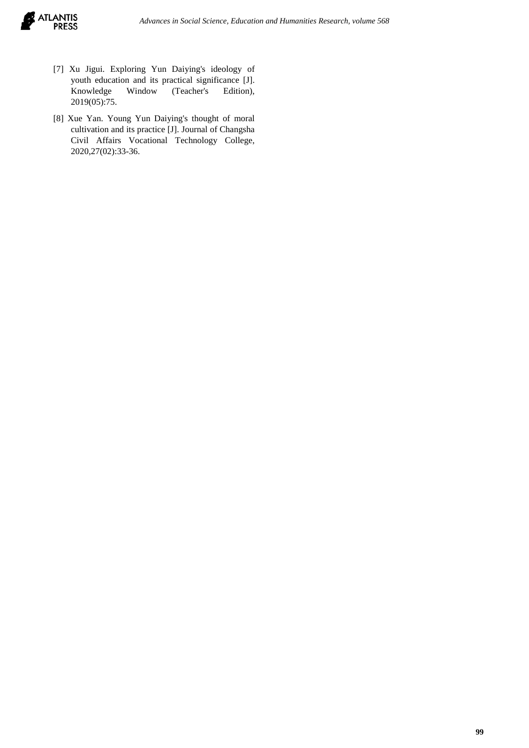[7] Xu Jigui. Exploring Yun Daiying's ideology of youth education and its practical significance [J]. Knowledge Window (Teacher's Edition), 2019(05):75.

[8] Xue Yan. Young Yun Daiying's thought of moral cultivation and its practice [J]. Journal of Changsha Civil Affairs Vocational Technology College, 2020,27(02):33-36.